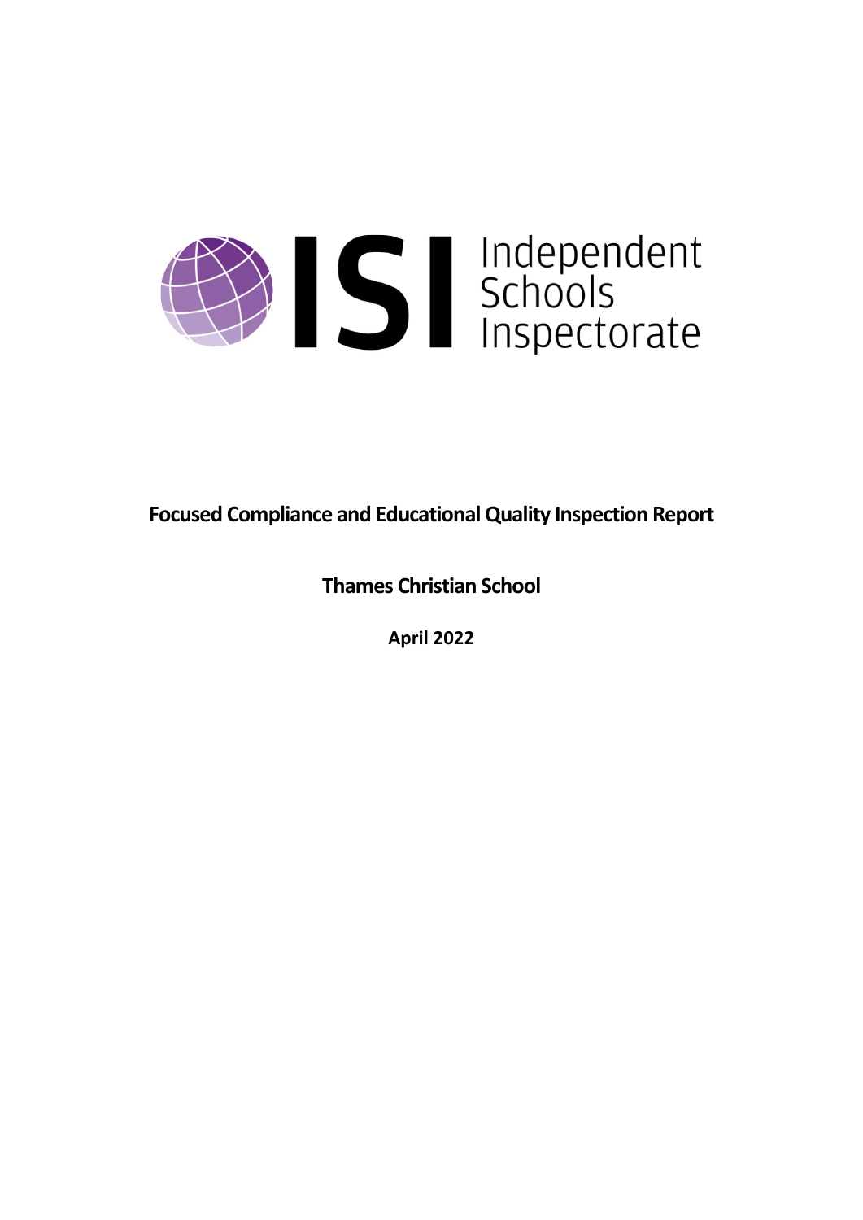Independent Schools Inspectorate

# Focused Compliance and Educational Quality Inspection Report

## Thames Christian School

**April 2022**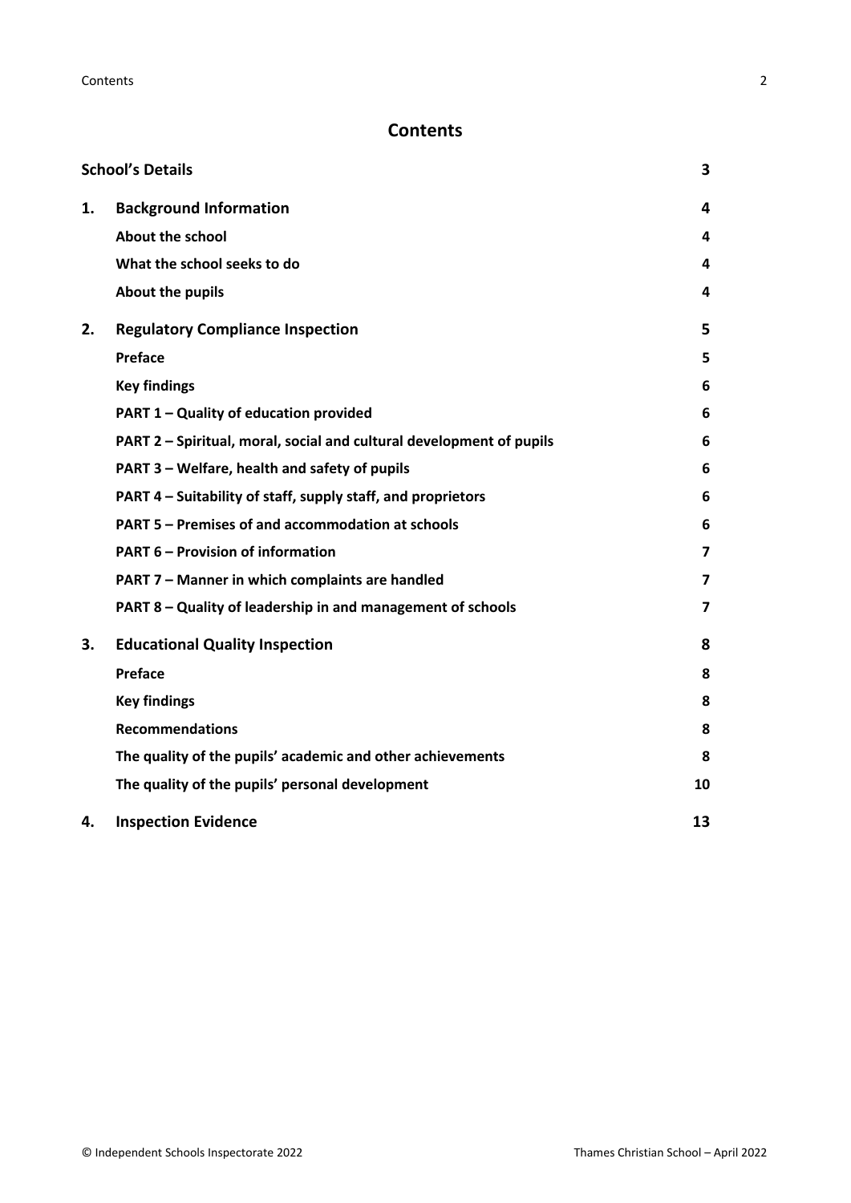## Contents

| | | |
|---|---|---|
| **School's Details** | | **3** |
| **1.** | **Background Information** | **4** |
| | **About the school** | **4** |
| | **What the school seeks to do** | **4** |
| | **About the pupils** | **4** |
| **2.** | **Regulatory Compliance Inspection** | **5** |
| | **Preface** | **5** |
| | **Key findings** | **6** |
| | **PART 1 – Quality of education provided** | **6** |
| | **PART 2 – Spiritual, moral, social and cultural development of pupils** | **6** |
| | **PART 3 – Welfare, health and safety of pupils** | **6** |
| | **PART 4 – Suitability of staff, supply staff, and proprietors** | **6** |
| | **PART 5 – Premises of and accommodation at schools** | **6** |
| | **PART 6 – Provision of information** | **7** |
| | **PART 7 – Manner in which complaints are handled** | **7** |
| | **PART 8 – Quality of leadership in and management of schools** | **7** |
| **3.** | **Educational Quality Inspection** | **8** |
| | **Preface** | **8** |
| | **Key findings** | **8** |
| | **Recommendations** | **8** |
| | **The quality of the pupils' academic and other achievements** | **8** |
| | **The quality of the pupils' personal development** | **10** |
| **4.** | **Inspection Evidence** | **13** |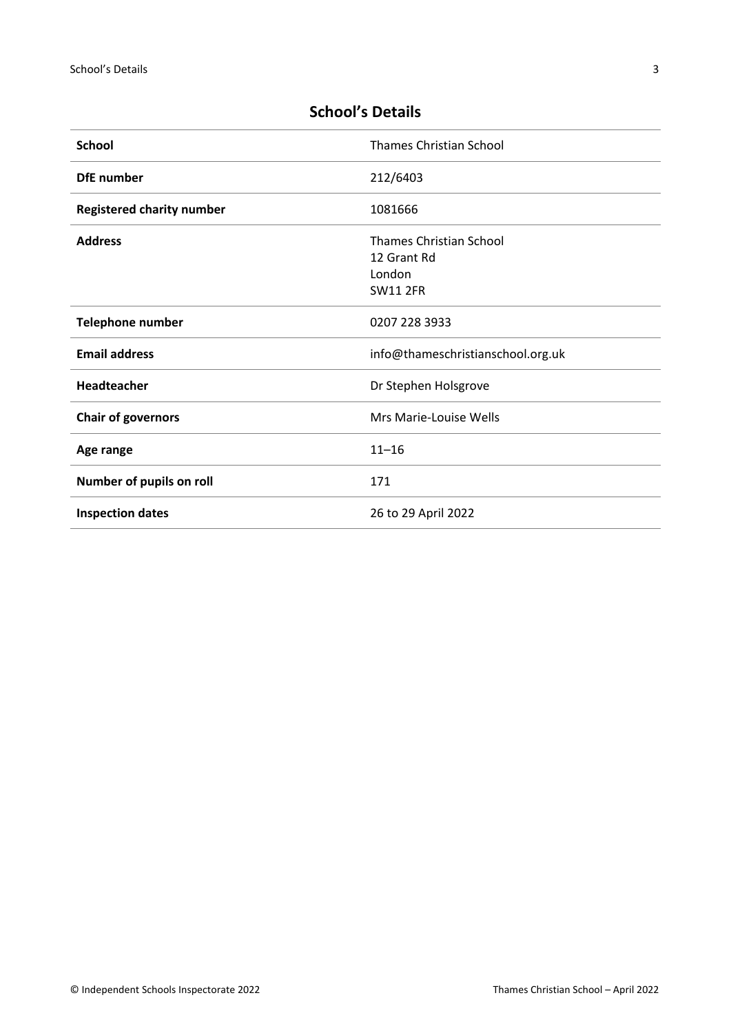## School's Details

| | |
|---|---|
| **School** | Thames Christian School |
| **DfE number** | 212/6403 |
| **Registered charity number** | 1081666 |
| **Address** | Thames Christian School<br>12 Grant Rd<br>London<br>SW11 2FR |
| **Telephone number** | 0207 228 3933 |
| **Email address** | info@thameschristianschool.org.uk |
| **Headteacher** | Dr Stephen Holsgrove |
| **Chair of governors** | Mrs Marie-Louise Wells |
| **Age range** | 11–16 |
| **Number of pupils on roll** | 171 |
| **Inspection dates** | 26 to 29 April 2022 |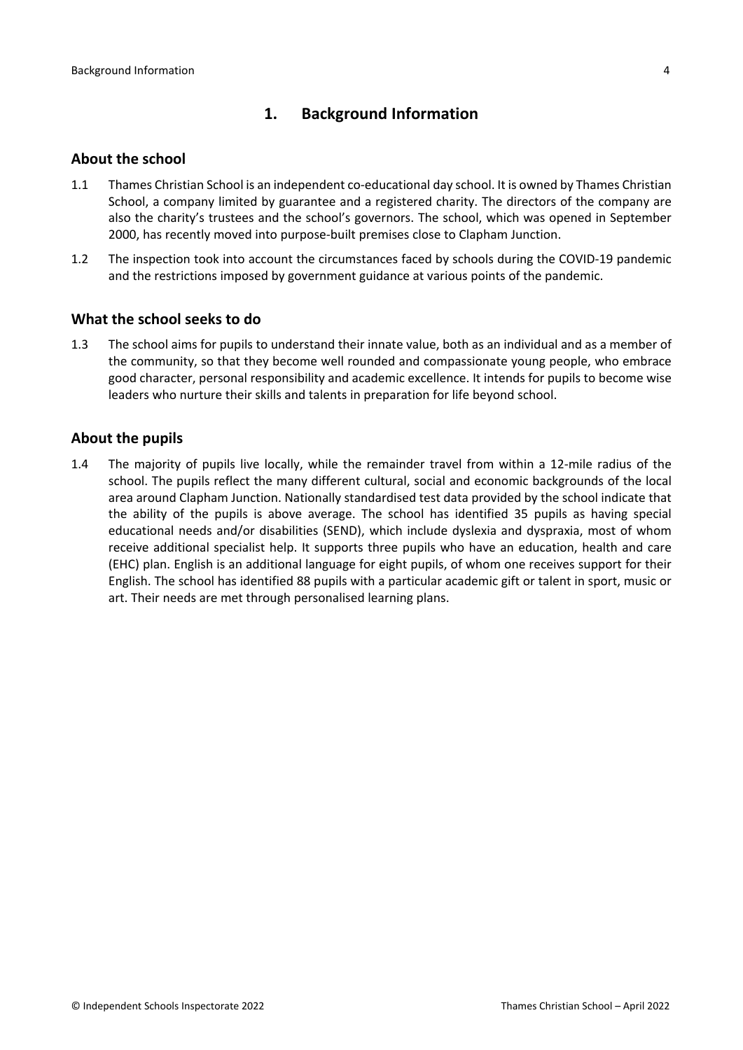## 1. Background Information

### About the school

1.1 Thames Christian School is an independent co-educational day school. It is owned by Thames Christian School, a company limited by guarantee and a registered charity. The directors of the company are also the charity's trustees and the school's governors. The school, which was opened in September 2000, has recently moved into purpose-built premises close to Clapham Junction.

1.2 The inspection took into account the circumstances faced by schools during the COVID-19 pandemic and the restrictions imposed by government guidance at various points of the pandemic.

### What the school seeks to do

1.3 The school aims for pupils to understand their innate value, both as an individual and as a member of the community, so that they become well rounded and compassionate young people, who embrace good character, personal responsibility and academic excellence. It intends for pupils to become wise leaders who nurture their skills and talents in preparation for life beyond school.

### About the pupils

1.4 The majority of pupils live locally, while the remainder travel from within a 12-mile radius of the school. The pupils reflect the many different cultural, social and economic backgrounds of the local area around Clapham Junction. Nationally standardised test data provided by the school indicate that the ability of the pupils is above average. The school has identified 35 pupils as having special educational needs and/or disabilities (SEND), which include dyslexia and dyspraxia, most of whom receive additional specialist help. It supports three pupils who have an education, health and care (EHC) plan. English is an additional language for eight pupils, of whom one receives support for their English. The school has identified 88 pupils with a particular academic gift or talent in sport, music or art. Their needs are met through personalised learning plans.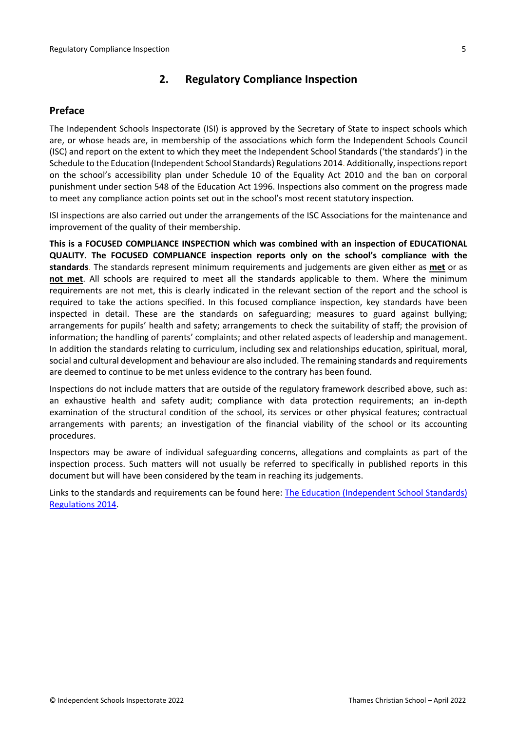## 2. Regulatory Compliance Inspection

### Preface

The Independent Schools Inspectorate (ISI) is approved by the Secretary of State to inspect schools which are, or whose heads are, in membership of the associations which form the Independent Schools Council (ISC) and report on the extent to which they meet the Independent School Standards ('the standards') in the Schedule to the Education (Independent School Standards) Regulations 2014. Additionally, inspections report on the school's accessibility plan under Schedule 10 of the Equality Act 2010 and the ban on corporal punishment under section 548 of the Education Act 1996. Inspections also comment on the progress made to meet any compliance action points set out in the school's most recent statutory inspection.

ISI inspections are also carried out under the arrangements of the ISC Associations for the maintenance and improvement of the quality of their membership.

**This is a FOCUSED COMPLIANCE INSPECTION which was combined with an inspection of EDUCATIONAL QUALITY. The FOCUSED COMPLIANCE inspection reports only on the school's compliance with the standards**. The standards represent minimum requirements and judgements are given either as **met** or as **not met**. All schools are required to meet all the standards applicable to them. Where the minimum requirements are not met, this is clearly indicated in the relevant section of the report and the school is required to take the actions specified. In this focused compliance inspection, key standards have been inspected in detail. These are the standards on safeguarding; measures to guard against bullying; arrangements for pupils' health and safety; arrangements to check the suitability of staff; the provision of information; the handling of parents' complaints; and other related aspects of leadership and management. In addition the standards relating to curriculum, including sex and relationships education, spiritual, moral, social and cultural development and behaviour are also included. The remaining standards and requirements are deemed to continue to be met unless evidence to the contrary has been found.

Inspections do not include matters that are outside of the regulatory framework described above, such as: an exhaustive health and safety audit; compliance with data protection requirements; an in-depth examination of the structural condition of the school, its services or other physical features; contractual arrangements with parents; an investigation of the financial viability of the school or its accounting procedures.

Inspectors may be aware of individual safeguarding concerns, allegations and complaints as part of the inspection process. Such matters will not usually be referred to specifically in published reports in this document but will have been considered by the team in reaching its judgements.

Links to the standards and requirements can be found here: The Education (Independent School Standards) Regulations 2014.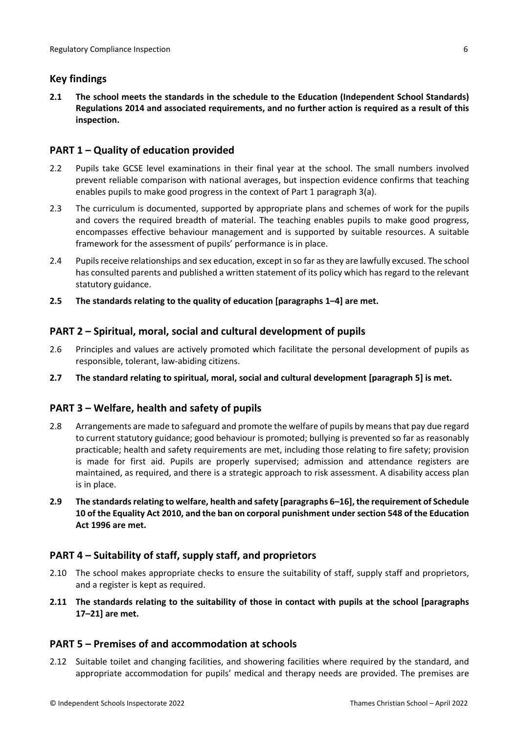## Key findings

**2.1 The school meets the standards in the schedule to the Education (Independent School Standards) Regulations 2014 and associated requirements, and no further action is required as a result of this inspection.**

## PART 1 – Quality of education provided

2.2 Pupils take GCSE level examinations in their final year at the school. The small numbers involved prevent reliable comparison with national averages, but inspection evidence confirms that teaching enables pupils to make good progress in the context of Part 1 paragraph 3(a).

2.3 The curriculum is documented, supported by appropriate plans and schemes of work for the pupils and covers the required breadth of material. The teaching enables pupils to make good progress, encompasses effective behaviour management and is supported by suitable resources. A suitable framework for the assessment of pupils' performance is in place.

2.4 Pupils receive relationships and sex education, except in so far as they are lawfully excused. The school has consulted parents and published a written statement of its policy which has regard to the relevant statutory guidance.

**2.5 The standards relating to the quality of education [paragraphs 1–4] are met.**

## PART 2 – Spiritual, moral, social and cultural development of pupils

2.6 Principles and values are actively promoted which facilitate the personal development of pupils as responsible, tolerant, law-abiding citizens.

**2.7 The standard relating to spiritual, moral, social and cultural development [paragraph 5] is met.**

## PART 3 – Welfare, health and safety of pupils

2.8 Arrangements are made to safeguard and promote the welfare of pupils by means that pay due regard to current statutory guidance; good behaviour is promoted; bullying is prevented so far as reasonably practicable; health and safety requirements are met, including those relating to fire safety; provision is made for first aid. Pupils are properly supervised; admission and attendance registers are maintained, as required, and there is a strategic approach to risk assessment. A disability access plan is in place.

**2.9 The standards relating to welfare, health and safety [paragraphs 6–16], the requirement of Schedule 10 of the Equality Act 2010, and the ban on corporal punishment under section 548 of the Education Act 1996 are met.**

## PART 4 – Suitability of staff, supply staff, and proprietors

2.10 The school makes appropriate checks to ensure the suitability of staff, supply staff and proprietors, and a register is kept as required.

**2.11 The standards relating to the suitability of those in contact with pupils at the school [paragraphs 17–21] are met.**

## PART 5 – Premises of and accommodation at schools

2.12 Suitable toilet and changing facilities, and showering facilities where required by the standard, and appropriate accommodation for pupils' medical and therapy needs are provided. The premises are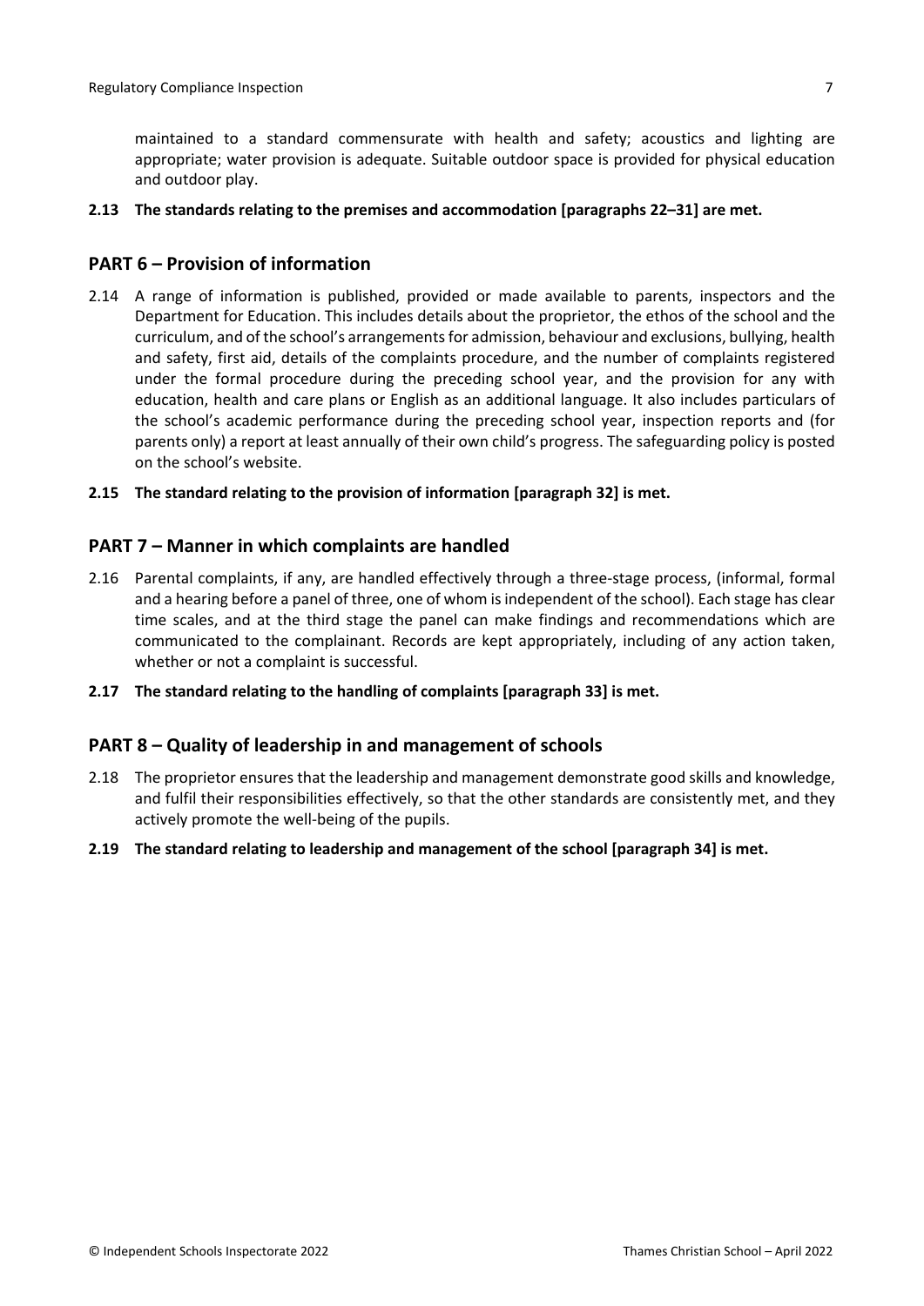maintained to a standard commensurate with health and safety; acoustics and lighting are appropriate; water provision is adequate. Suitable outdoor space is provided for physical education and outdoor play.

**2.13 The standards relating to the premises and accommodation [paragraphs 22–31] are met.**

## PART 6 – Provision of information

2.14 A range of information is published, provided or made available to parents, inspectors and the Department for Education. This includes details about the proprietor, the ethos of the school and the curriculum, and of the school's arrangements for admission, behaviour and exclusions, bullying, health and safety, first aid, details of the complaints procedure, and the number of complaints registered under the formal procedure during the preceding school year, and the provision for any with education, health and care plans or English as an additional language. It also includes particulars of the school's academic performance during the preceding school year, inspection reports and (for parents only) a report at least annually of their own child's progress. The safeguarding policy is posted on the school's website.

**2.15 The standard relating to the provision of information [paragraph 32] is met.**

## PART 7 – Manner in which complaints are handled

2.16 Parental complaints, if any, are handled effectively through a three-stage process, (informal, formal and a hearing before a panel of three, one of whom is independent of the school). Each stage has clear time scales, and at the third stage the panel can make findings and recommendations which are communicated to the complainant. Records are kept appropriately, including of any action taken, whether or not a complaint is successful.

**2.17 The standard relating to the handling of complaints [paragraph 33] is met.**

## PART 8 – Quality of leadership in and management of schools

2.18 The proprietor ensures that the leadership and management demonstrate good skills and knowledge, and fulfil their responsibilities effectively, so that the other standards are consistently met, and they actively promote the well-being of the pupils.

**2.19 The standard relating to leadership and management of the school [paragraph 34] is met.**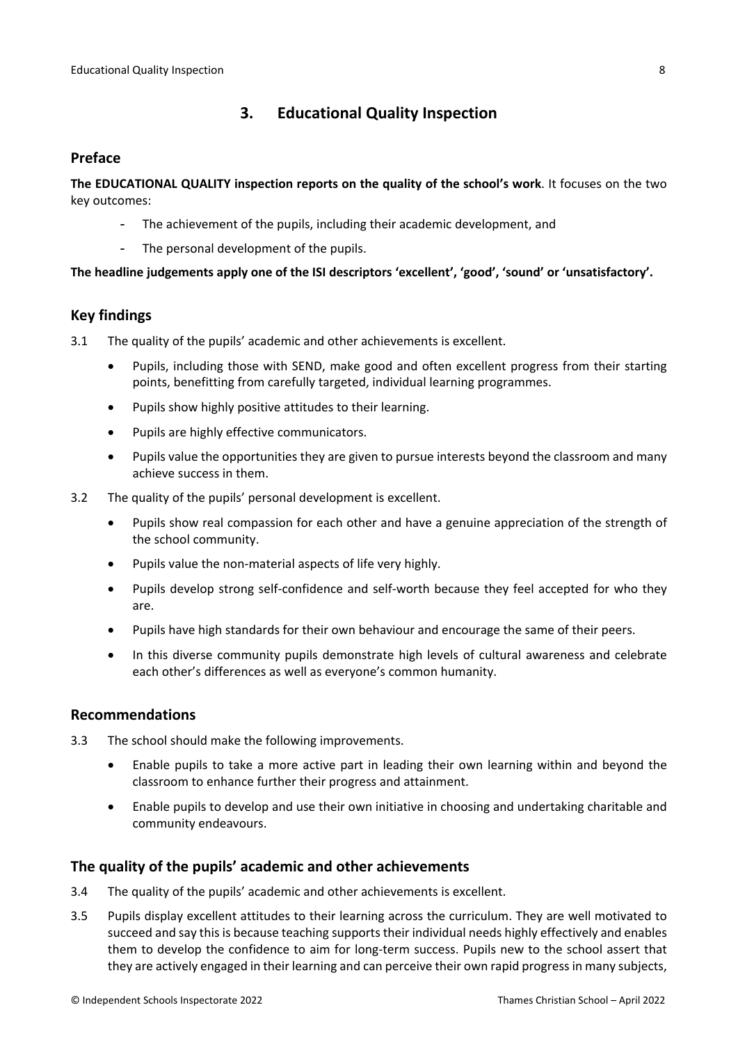## 3. Educational Quality Inspection

### Preface

**The EDUCATIONAL QUALITY inspection reports on the quality of the school's work**. It focuses on the two key outcomes:

- The achievement of the pupils, including their academic development, and
- The personal development of the pupils.

**The headline judgements apply one of the ISI descriptors 'excellent', 'good', 'sound' or 'unsatisfactory'.**

### Key findings

3.1 The quality of the pupils' academic and other achievements is excellent.

- Pupils, including those with SEND, make good and often excellent progress from their starting points, benefitting from carefully targeted, individual learning programmes.
- Pupils show highly positive attitudes to their learning.
- Pupils are highly effective communicators.
- Pupils value the opportunities they are given to pursue interests beyond the classroom and many achieve success in them.

3.2 The quality of the pupils' personal development is excellent.

- Pupils show real compassion for each other and have a genuine appreciation of the strength of the school community.
- Pupils value the non-material aspects of life very highly.
- Pupils develop strong self-confidence and self-worth because they feel accepted for who they are.
- Pupils have high standards for their own behaviour and encourage the same of their peers.
- In this diverse community pupils demonstrate high levels of cultural awareness and celebrate each other's differences as well as everyone's common humanity.

### Recommendations

3.3 The school should make the following improvements.

- Enable pupils to take a more active part in leading their own learning within and beyond the classroom to enhance further their progress and attainment.
- Enable pupils to develop and use their own initiative in choosing and undertaking charitable and community endeavours.

### The quality of the pupils' academic and other achievements

3.4 The quality of the pupils' academic and other achievements is excellent.

3.5 Pupils display excellent attitudes to their learning across the curriculum. They are well motivated to succeed and say this is because teaching supports their individual needs highly effectively and enables them to develop the confidence to aim for long-term success. Pupils new to the school assert that they are actively engaged in their learning and can perceive their own rapid progress in many subjects,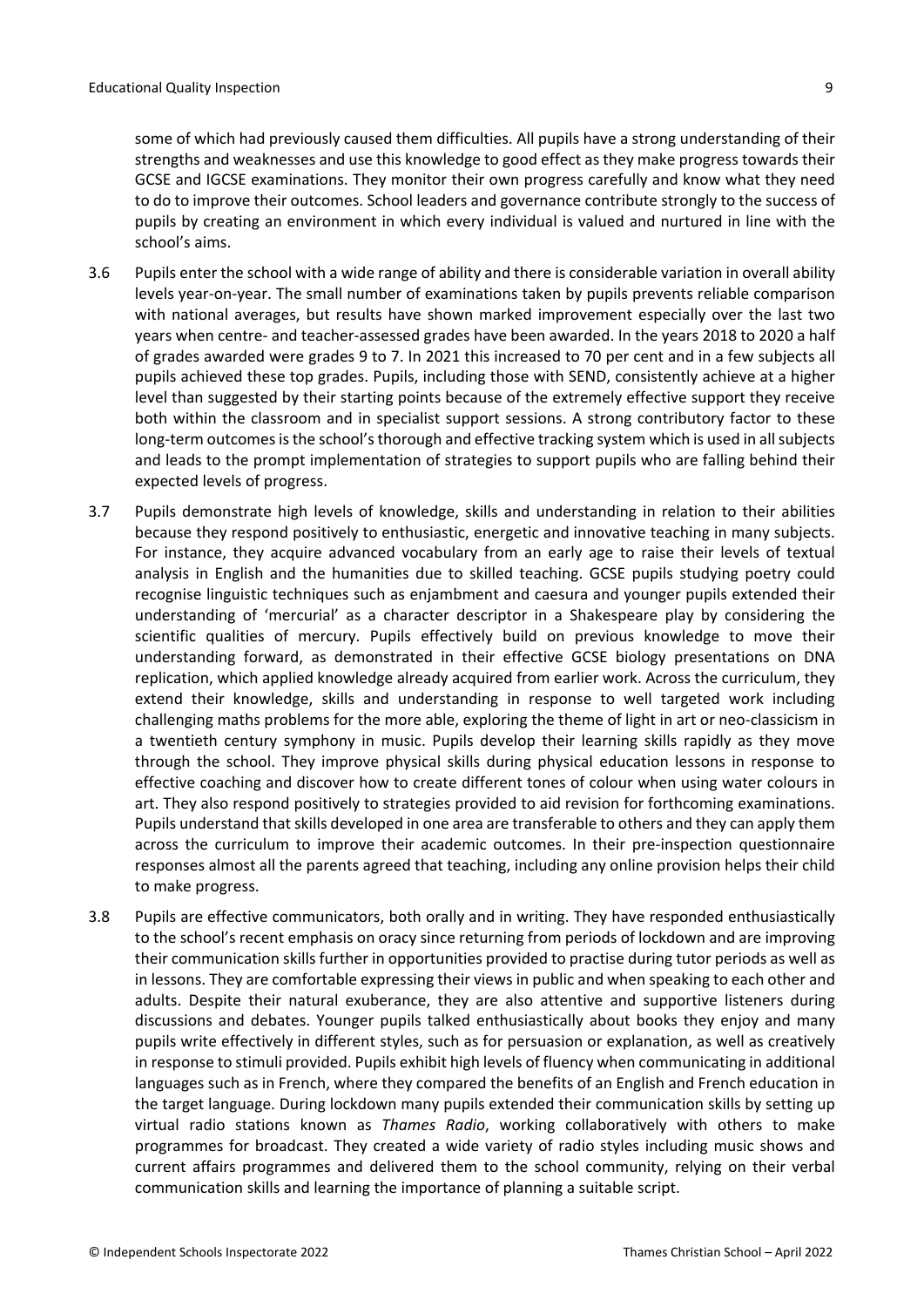some of which had previously caused them difficulties. All pupils have a strong understanding of their strengths and weaknesses and use this knowledge to good effect as they make progress towards their GCSE and IGCSE examinations. They monitor their own progress carefully and know what they need to do to improve their outcomes. School leaders and governance contribute strongly to the success of pupils by creating an environment in which every individual is valued and nurtured in line with the school's aims.

3.6 Pupils enter the school with a wide range of ability and there is considerable variation in overall ability levels year-on-year. The small number of examinations taken by pupils prevents reliable comparison with national averages, but results have shown marked improvement especially over the last two years when centre- and teacher-assessed grades have been awarded. In the years 2018 to 2020 a half of grades awarded were grades 9 to 7. In 2021 this increased to 70 per cent and in a few subjects all pupils achieved these top grades. Pupils, including those with SEND, consistently achieve at a higher level than suggested by their starting points because of the extremely effective support they receive both within the classroom and in specialist support sessions. A strong contributory factor to these long-term outcomes is the school's thorough and effective tracking system which is used in all subjects and leads to the prompt implementation of strategies to support pupils who are falling behind their expected levels of progress.

3.7 Pupils demonstrate high levels of knowledge, skills and understanding in relation to their abilities because they respond positively to enthusiastic, energetic and innovative teaching in many subjects. For instance, they acquire advanced vocabulary from an early age to raise their levels of textual analysis in English and the humanities due to skilled teaching. GCSE pupils studying poetry could recognise linguistic techniques such as enjambment and caesura and younger pupils extended their understanding of 'mercurial' as a character descriptor in a Shakespeare play by considering the scientific qualities of mercury. Pupils effectively build on previous knowledge to move their understanding forward, as demonstrated in their effective GCSE biology presentations on DNA replication, which applied knowledge already acquired from earlier work. Across the curriculum, they extend their knowledge, skills and understanding in response to well targeted work including challenging maths problems for the more able, exploring the theme of light in art or neo-classicism in a twentieth century symphony in music. Pupils develop their learning skills rapidly as they move through the school. They improve physical skills during physical education lessons in response to effective coaching and discover how to create different tones of colour when using water colours in art. They also respond positively to strategies provided to aid revision for forthcoming examinations. Pupils understand that skills developed in one area are transferable to others and they can apply them across the curriculum to improve their academic outcomes. In their pre-inspection questionnaire responses almost all the parents agreed that teaching, including any online provision helps their child to make progress.

3.8 Pupils are effective communicators, both orally and in writing. They have responded enthusiastically to the school's recent emphasis on oracy since returning from periods of lockdown and are improving their communication skills further in opportunities provided to practise during tutor periods as well as in lessons. They are comfortable expressing their views in public and when speaking to each other and adults. Despite their natural exuberance, they are also attentive and supportive listeners during discussions and debates. Younger pupils talked enthusiastically about books they enjoy and many pupils write effectively in different styles, such as for persuasion or explanation, as well as creatively in response to stimuli provided. Pupils exhibit high levels of fluency when communicating in additional languages such as in French, where they compared the benefits of an English and French education in the target language. During lockdown many pupils extended their communication skills by setting up virtual radio stations known as *Thames Radio*, working collaboratively with others to make programmes for broadcast. They created a wide variety of radio styles including music shows and current affairs programmes and delivered them to the school community, relying on their verbal communication skills and learning the importance of planning a suitable script.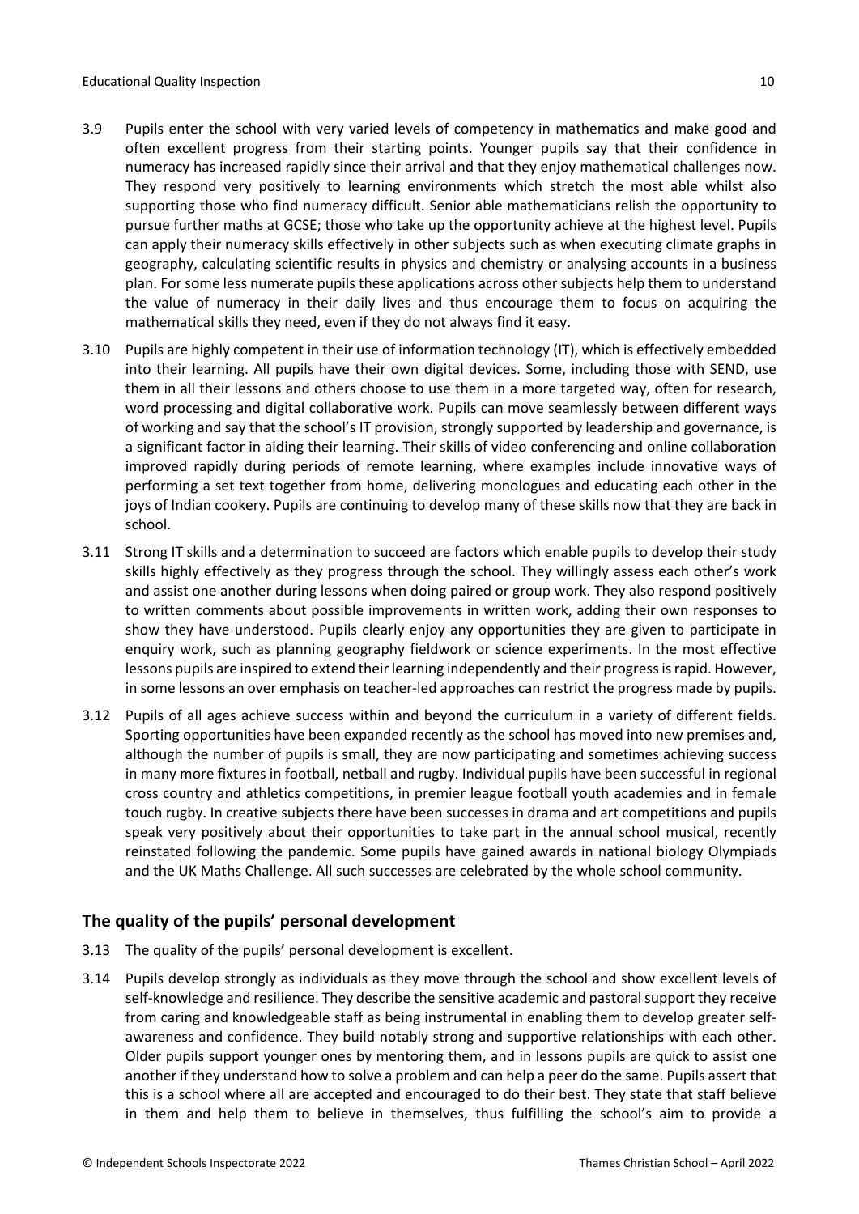3.9 Pupils enter the school with very varied levels of competency in mathematics and make good and often excellent progress from their starting points. Younger pupils say that their confidence in numeracy has increased rapidly since their arrival and that they enjoy mathematical challenges now. They respond very positively to learning environments which stretch the most able whilst also supporting those who find numeracy difficult. Senior able mathematicians relish the opportunity to pursue further maths at GCSE; those who take up the opportunity achieve at the highest level. Pupils can apply their numeracy skills effectively in other subjects such as when executing climate graphs in geography, calculating scientific results in physics and chemistry or analysing accounts in a business plan. For some less numerate pupils these applications across other subjects help them to understand the value of numeracy in their daily lives and thus encourage them to focus on acquiring the mathematical skills they need, even if they do not always find it easy.

3.10 Pupils are highly competent in their use of information technology (IT), which is effectively embedded into their learning. All pupils have their own digital devices. Some, including those with SEND, use them in all their lessons and others choose to use them in a more targeted way, often for research, word processing and digital collaborative work. Pupils can move seamlessly between different ways of working and say that the school's IT provision, strongly supported by leadership and governance, is a significant factor in aiding their learning. Their skills of video conferencing and online collaboration improved rapidly during periods of remote learning, where examples include innovative ways of performing a set text together from home, delivering monologues and educating each other in the joys of Indian cookery. Pupils are continuing to develop many of these skills now that they are back in school.

3.11 Strong IT skills and a determination to succeed are factors which enable pupils to develop their study skills highly effectively as they progress through the school. They willingly assess each other's work and assist one another during lessons when doing paired or group work. They also respond positively to written comments about possible improvements in written work, adding their own responses to show they have understood. Pupils clearly enjoy any opportunities they are given to participate in enquiry work, such as planning geography fieldwork or science experiments. In the most effective lessons pupils are inspired to extend their learning independently and their progress is rapid. However, in some lessons an over emphasis on teacher-led approaches can restrict the progress made by pupils.

3.12 Pupils of all ages achieve success within and beyond the curriculum in a variety of different fields. Sporting opportunities have been expanded recently as the school has moved into new premises and, although the number of pupils is small, they are now participating and sometimes achieving success in many more fixtures in football, netball and rugby. Individual pupils have been successful in regional cross country and athletics competitions, in premier league football youth academies and in female touch rugby. In creative subjects there have been successes in drama and art competitions and pupils speak very positively about their opportunities to take part in the annual school musical, recently reinstated following the pandemic. Some pupils have gained awards in national biology Olympiads and the UK Maths Challenge. All such successes are celebrated by the whole school community.

## The quality of the pupils' personal development

3.13 The quality of the pupils' personal development is excellent.

3.14 Pupils develop strongly as individuals as they move through the school and show excellent levels of self-knowledge and resilience. They describe the sensitive academic and pastoral support they receive from caring and knowledgeable staff as being instrumental in enabling them to develop greater self-awareness and confidence. They build notably strong and supportive relationships with each other. Older pupils support younger ones by mentoring them, and in lessons pupils are quick to assist one another if they understand how to solve a problem and can help a peer do the same. Pupils assert that this is a school where all are accepted and encouraged to do their best. They state that staff believe in them and help them to believe in themselves, thus fulfilling the school's aim to provide a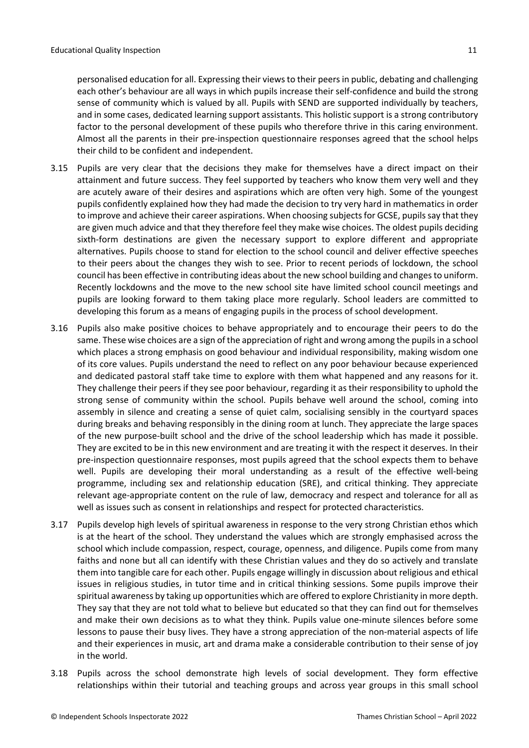personalised education for all. Expressing their views to their peers in public, debating and challenging each other's behaviour are all ways in which pupils increase their self-confidence and build the strong sense of community which is valued by all. Pupils with SEND are supported individually by teachers, and in some cases, dedicated learning support assistants. This holistic support is a strong contributory factor to the personal development of these pupils who therefore thrive in this caring environment. Almost all the parents in their pre-inspection questionnaire responses agreed that the school helps their child to be confident and independent.

3.15 Pupils are very clear that the decisions they make for themselves have a direct impact on their attainment and future success. They feel supported by teachers who know them very well and they are acutely aware of their desires and aspirations which are often very high. Some of the youngest pupils confidently explained how they had made the decision to try very hard in mathematics in order to improve and achieve their career aspirations. When choosing subjects for GCSE, pupils say that they are given much advice and that they therefore feel they make wise choices. The oldest pupils deciding sixth-form destinations are given the necessary support to explore different and appropriate alternatives. Pupils choose to stand for election to the school council and deliver effective speeches to their peers about the changes they wish to see. Prior to recent periods of lockdown, the school council has been effective in contributing ideas about the new school building and changes to uniform. Recently lockdowns and the move to the new school site have limited school council meetings and pupils are looking forward to them taking place more regularly. School leaders are committed to developing this forum as a means of engaging pupils in the process of school development.

3.16 Pupils also make positive choices to behave appropriately and to encourage their peers to do the same. These wise choices are a sign of the appreciation of right and wrong among the pupils in a school which places a strong emphasis on good behaviour and individual responsibility, making wisdom one of its core values. Pupils understand the need to reflect on any poor behaviour because experienced and dedicated pastoral staff take time to explore with them what happened and any reasons for it. They challenge their peers if they see poor behaviour, regarding it as their responsibility to uphold the strong sense of community within the school. Pupils behave well around the school, coming into assembly in silence and creating a sense of quiet calm, socialising sensibly in the courtyard spaces during breaks and behaving responsibly in the dining room at lunch. They appreciate the large spaces of the new purpose-built school and the drive of the school leadership which has made it possible. They are excited to be in this new environment and are treating it with the respect it deserves. In their pre-inspection questionnaire responses, most pupils agreed that the school expects them to behave well. Pupils are developing their moral understanding as a result of the effective well-being programme, including sex and relationship education (SRE), and critical thinking. They appreciate relevant age-appropriate content on the rule of law, democracy and respect and tolerance for all as well as issues such as consent in relationships and respect for protected characteristics.

3.17 Pupils develop high levels of spiritual awareness in response to the very strong Christian ethos which is at the heart of the school. They understand the values which are strongly emphasised across the school which include compassion, respect, courage, openness, and diligence. Pupils come from many faiths and none but all can identify with these Christian values and they do so actively and translate them into tangible care for each other. Pupils engage willingly in discussion about religious and ethical issues in religious studies, in tutor time and in critical thinking sessions. Some pupils improve their spiritual awareness by taking up opportunities which are offered to explore Christianity in more depth. They say that they are not told what to believe but educated so that they can find out for themselves and make their own decisions as to what they think. Pupils value one-minute silences before some lessons to pause their busy lives. They have a strong appreciation of the non-material aspects of life and their experiences in music, art and drama make a considerable contribution to their sense of joy in the world.

3.18 Pupils across the school demonstrate high levels of social development. They form effective relationships within their tutorial and teaching groups and across year groups in this small school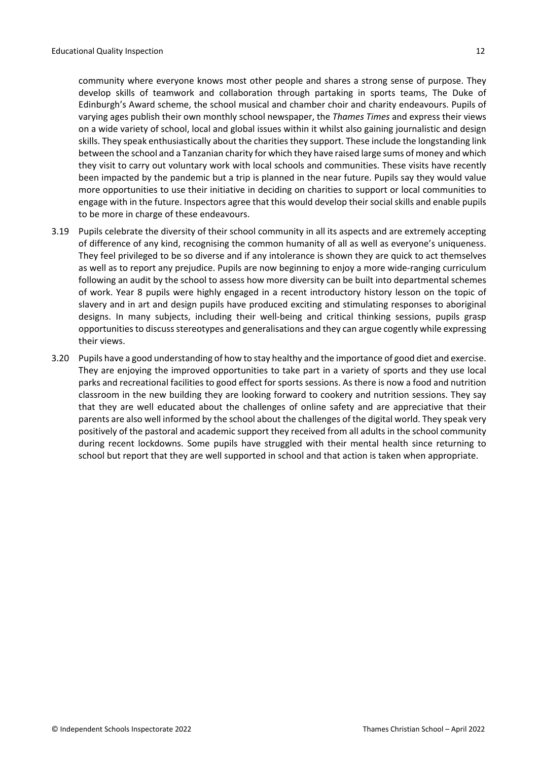community where everyone knows most other people and shares a strong sense of purpose. They develop skills of teamwork and collaboration through partaking in sports teams, The Duke of Edinburgh's Award scheme, the school musical and chamber choir and charity endeavours. Pupils of varying ages publish their own monthly school newspaper, the *Thames Times* and express their views on a wide variety of school, local and global issues within it whilst also gaining journalistic and design skills. They speak enthusiastically about the charities they support. These include the longstanding link between the school and a Tanzanian charity for which they have raised large sums of money and which they visit to carry out voluntary work with local schools and communities. These visits have recently been impacted by the pandemic but a trip is planned in the near future. Pupils say they would value more opportunities to use their initiative in deciding on charities to support or local communities to engage with in the future. Inspectors agree that this would develop their social skills and enable pupils to be more in charge of these endeavours.

3.19 Pupils celebrate the diversity of their school community in all its aspects and are extremely accepting of difference of any kind, recognising the common humanity of all as well as everyone's uniqueness. They feel privileged to be so diverse and if any intolerance is shown they are quick to act themselves as well as to report any prejudice. Pupils are now beginning to enjoy a more wide-ranging curriculum following an audit by the school to assess how more diversity can be built into departmental schemes of work. Year 8 pupils were highly engaged in a recent introductory history lesson on the topic of slavery and in art and design pupils have produced exciting and stimulating responses to aboriginal designs. In many subjects, including their well-being and critical thinking sessions, pupils grasp opportunities to discuss stereotypes and generalisations and they can argue cogently while expressing their views.

3.20 Pupils have a good understanding of how to stay healthy and the importance of good diet and exercise. They are enjoying the improved opportunities to take part in a variety of sports and they use local parks and recreational facilities to good effect for sports sessions. As there is now a food and nutrition classroom in the new building they are looking forward to cookery and nutrition sessions. They say that they are well educated about the challenges of online safety and are appreciative that their parents are also well informed by the school about the challenges of the digital world. They speak very positively of the pastoral and academic support they received from all adults in the school community during recent lockdowns. Some pupils have struggled with their mental health since returning to school but report that they are well supported in school and that action is taken when appropriate.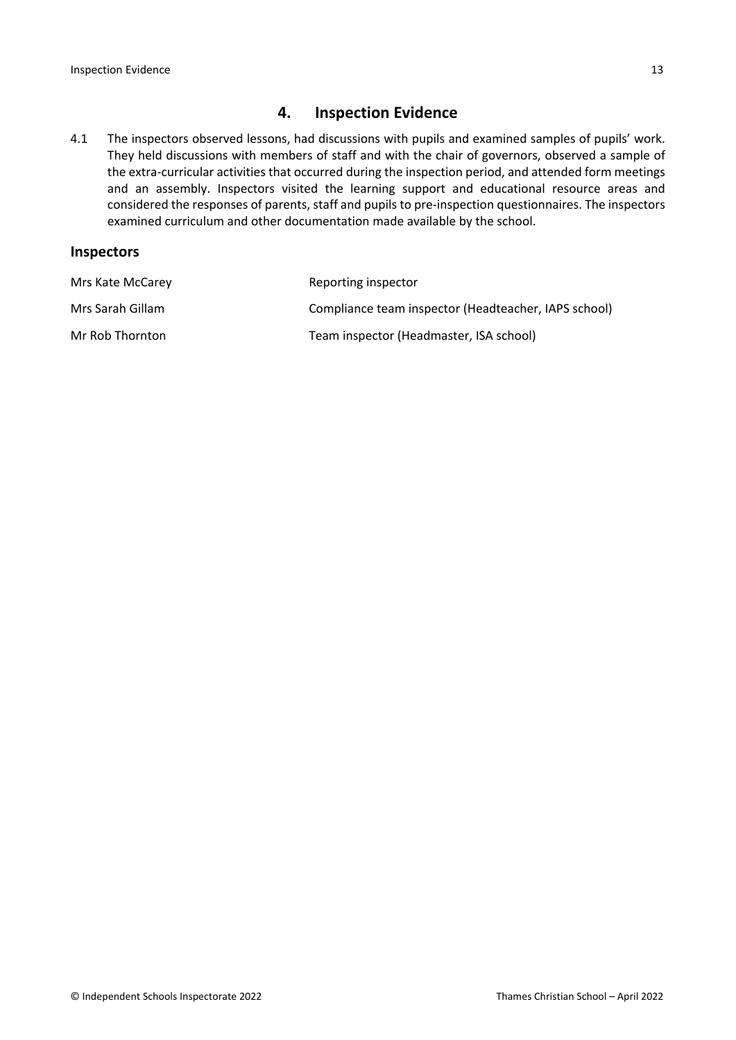## 4. Inspection Evidence

4.1 The inspectors observed lessons, had discussions with pupils and examined samples of pupils' work. They held discussions with members of staff and with the chair of governors, observed a sample of the extra-curricular activities that occurred during the inspection period, and attended form meetings and an assembly. Inspectors visited the learning support and educational resource areas and considered the responses of parents, staff and pupils to pre-inspection questionnaires. The inspectors examined curriculum and other documentation made available by the school.

### Inspectors

| | |
|---|---|
| Mrs Kate McCarey | Reporting inspector |
| Mrs Sarah Gillam | Compliance team inspector (Headteacher, IAPS school) |
| Mr Rob Thornton | Team inspector (Headmaster, ISA school) |